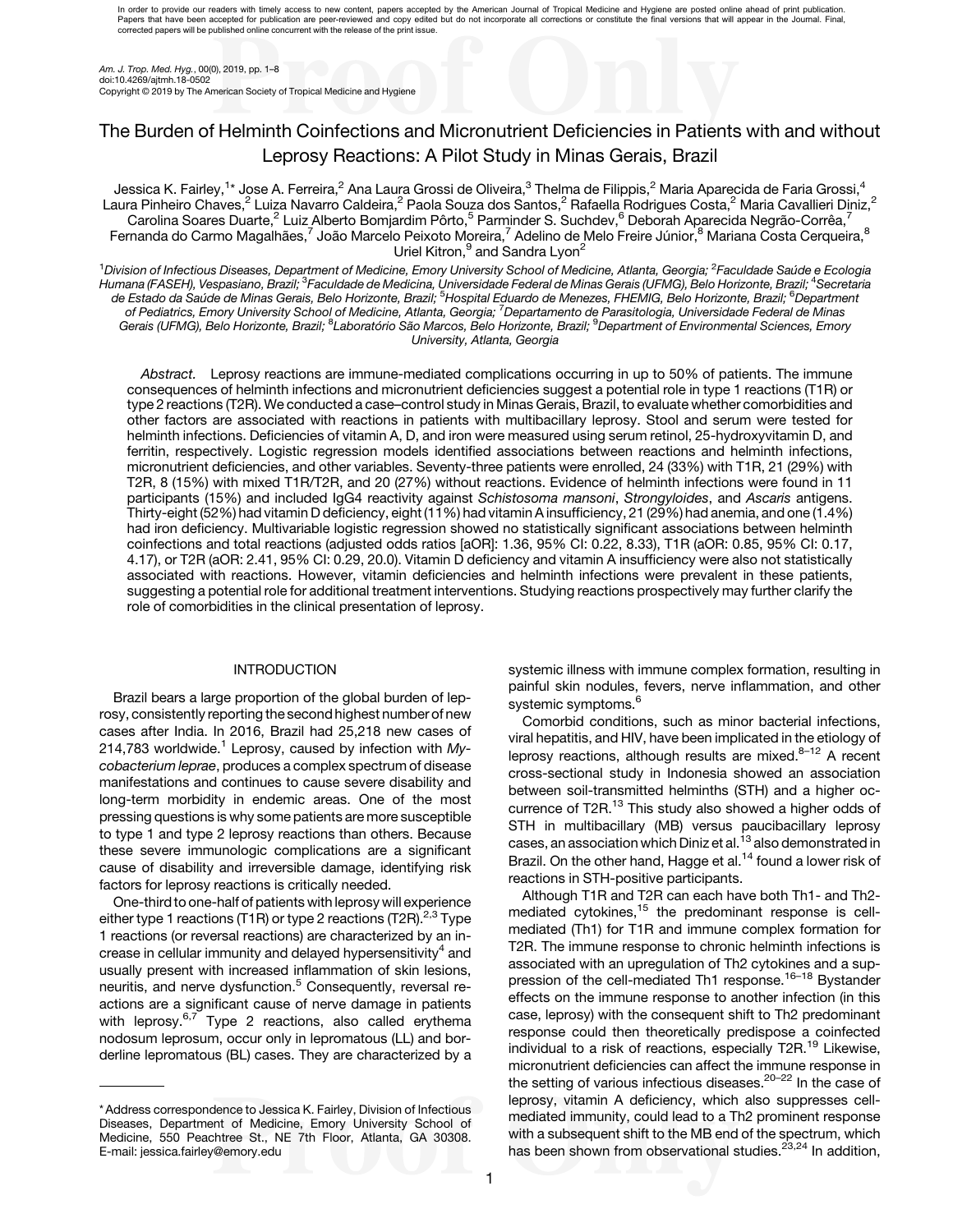In order to provide our readers with timely access to new content, papers accepted by the American Journal of Tropical Medicine and Hygiene are posted online ahead of print publication. Papers that have been accepted for publication are peer-reviewed and copy edited but do not incorporate all corrections or constitute the final versions that will appear in the Journal. Final, corrected papers will be published online concurrent with the release of the print issue.

*Am. J. Trop. Med. Hyg.*, 00(0), 2019, pp. 1–8
doi:10.4269/ajtmh.18-0502
Copyright © 2019 by The American Society of Tropical Medicine and Hygiene

# The Burden of Helminth Coinfections and Micronutrient Deficiencies in Patients with and without Leprosy Reactions: A Pilot Study in Minas Gerais, Brazil

Jessica K. Fairley,[1]* Jose A. Ferreira,[2] Ana Laura Grossi de Oliveira,[3] Thelma de Filippis,[2] Maria Aparecida de Faria Grossi,[4] Laura Pinheiro Chaves,[2] Luiza Navarro Caldeira,[2] Paola Souza dos Santos,[2] Rafaella Rodrigues Costa,[2] Maria Cavallieri Diniz,[2] Carolina Soares Duarte,[2] Luiz Alberto Bomjardim Pôrto,[5] Parminder S. Suchdev,[6] Deborah Aparecida Negrão-Corrêa,[7] Fernanda do Carmo Magalhães,[7] João Marcelo Peixoto Moreira,[7] Adelino de Melo Freire Júnior,[8] Mariana Costa Cerqueira,[8] Uriel Kitron,[9] and Sandra Lyon[2]

[1]*Division of Infectious Diseases, Department of Medicine, Emory University School of Medicine, Atlanta, Georgia;* [2]*Faculdade Saúde e Ecologia Humana (FASEH), Vespasiano, Brazil;* [3]*Faculdade de Medicina, Universidade Federal de Minas Gerais (UFMG), Belo Horizonte, Brazil;* [4]*Secretaria de Estado da Saúde de Minas Gerais, Belo Horizonte, Brazil;* [5]*Hospital Eduardo de Menezes, FHEMIG, Belo Horizonte, Brazil;* [6]*Department of Pediatrics, Emory University School of Medicine, Atlanta, Georgia;* [7]*Departamento de Parasitologia, Universidade Federal de Minas Gerais (UFMG), Belo Horizonte, Brazil;* [8]*Laboratório São Marcos, Belo Horizonte, Brazil;* [9]*Department of Environmental Sciences, Emory University, Atlanta, Georgia*

*Abstract.* Leprosy reactions are immune-mediated complications occurring in up to 50% of patients. The immune consequences of helminth infections and micronutrient deficiencies suggest a potential role in type 1 reactions (T1R) or type 2 reactions (T2R). We conducted a case–control study in Minas Gerais, Brazil, to evaluate whether comorbidities and other factors are associated with reactions in patients with multibacillary leprosy. Stool and serum were tested for helminth infections. Deficiencies of vitamin A, D, and iron were measured using serum retinol, 25-hydroxyvitamin D, and ferritin, respectively. Logistic regression models identified associations between reactions and helminth infections, micronutrient deficiencies, and other variables. Seventy-three patients were enrolled, 24 (33%) with T1R, 21 (29%) with T2R, 8 (15%) with mixed T1R/T2R, and 20 (27%) without reactions. Evidence of helminth infections were found in 11 participants (15%) and included IgG4 reactivity against *Schistosoma mansoni*, *Strongyloides*, and *Ascaris* antigens. Thirty-eight (52%) had vitamin D deficiency, eight (11%) had vitamin A insufficiency, 21 (29%) had anemia, and one (1.4%) had iron deficiency. Multivariable logistic regression showed no statistically significant associations between helminth coinfections and total reactions (adjusted odds ratios [aOR]: 1.36, 95% CI: 0.22, 8.33), T1R (aOR: 0.85, 95% CI: 0.17, 4.17), or T2R (aOR: 2.41, 95% CI: 0.29, 20.0). Vitamin D deficiency and vitamin A insufficiency were also not statistically associated with reactions. However, vitamin deficiencies and helminth infections were prevalent in these patients, suggesting a potential role for additional treatment interventions. Studying reactions prospectively may further clarify the role of comorbidities in the clinical presentation of leprosy.

## INTRODUCTION

Brazil bears a large proportion of the global burden of leprosy, consistently reporting the second highest number of new cases after India. In 2016, Brazil had 25,218 new cases of 214,783 worldwide.[1] Leprosy, caused by infection with *Mycobacterium leprae*, produces a complex spectrum of disease manifestations and continues to cause severe disability and long-term morbidity in endemic areas. One of the most pressing questions is why some patients are more susceptible to type 1 and type 2 leprosy reactions than others. Because these severe immunologic complications are a significant cause of disability and irreversible damage, identifying risk factors for leprosy reactions is critically needed.

One-third to one-half of patients with leprosy will experience either type 1 reactions (T1R) or type 2 reactions (T2R).[2,3] Type 1 reactions (or reversal reactions) are characterized by an increase in cellular immunity and delayed hypersensitivity[4] and usually present with increased inflammation of skin lesions, neuritis, and nerve dysfunction.[5] Consequently, reversal reactions are a significant cause of nerve damage in patients with leprosy.[6,7] Type 2 reactions, also called erythema nodosum leprosum, occur only in lepromatous (LL) and borderline lepromatous (BL) cases. They are characterized by a systemic illness with immune complex formation, resulting in painful skin nodules, fevers, nerve inflammation, and other systemic symptoms.[6]

Comorbid conditions, such as minor bacterial infections, viral hepatitis, and HIV, have been implicated in the etiology of leprosy reactions, although results are mixed.[8–12] A recent cross-sectional study in Indonesia showed an association between soil-transmitted helminths (STH) and a higher occurrence of T2R.[13] This study also showed a higher odds of STH in multibacillary (MB) versus paucibacillary leprosy cases, an association which Diniz et al.[13] also demonstrated in Brazil. On the other hand, Hagge et al.[14] found a lower risk of reactions in STH-positive participants.

Although T1R and T2R can each have both Th1- and Th2-mediated cytokines,[15] the predominant response is cell-mediated (Th1) for T1R and immune complex formation for T2R. The immune response to chronic helminth infections is associated with an upregulation of Th2 cytokines and a suppression of the cell-mediated Th1 response.[16–18] Bystander effects on the immune response to another infection (in this case, leprosy) with the consequent shift to Th2 predominant response could then theoretically predispose a coinfected individual to a risk of reactions, especially T2R.[19] Likewise, micronutrient deficiencies can affect the immune response in the setting of various infectious diseases.[20–22] In the case of leprosy, vitamin A deficiency, which also suppresses cell-mediated immunity, could lead to a Th2 prominent response with a subsequent shift to the MB end of the spectrum, which has been shown from observational studies.[23,24] In addition,

*Address correspondence to Jessica K. Fairley, Division of Infectious Diseases, Department of Medicine, Emory University School of Medicine, 550 Peachtree St., NE 7th Floor, Atlanta, GA 30308. E-mail: jessica.fairley@emory.edu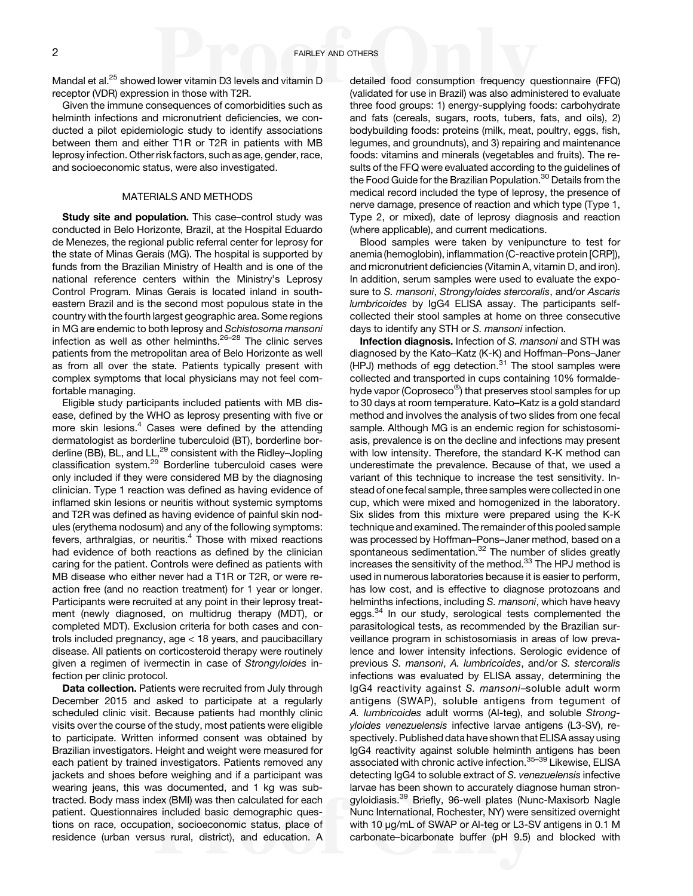Mandal et al.[25] showed lower vitamin D3 levels and vitamin D receptor (VDR) expression in those with T2R.

Given the immune consequences of comorbidities such as helminth infections and micronutrient deficiencies, we conducted a pilot epidemiologic study to identify associations between them and either T1R or T2R in patients with MB leprosy infection. Other risk factors, such as age, gender, race, and socioeconomic status, were also investigated.

## MATERIALS AND METHODS

**Study site and population.** This case–control study was conducted in Belo Horizonte, Brazil, at the Hospital Eduardo de Menezes, the regional public referral center for leprosy for the state of Minas Gerais (MG). The hospital is supported by funds from the Brazilian Ministry of Health and is one of the national reference centers within the Ministry's Leprosy Control Program. Minas Gerais is located inland in southeastern Brazil and is the second most populous state in the country with the fourth largest geographic area. Some regions in MG are endemic to both leprosy and *Schistosoma mansoni* infection as well as other helminths.[26–28] The clinic serves patients from the metropolitan area of Belo Horizonte as well as from all over the state. Patients typically present with complex symptoms that local physicians may not feel comfortable managing.

Eligible study participants included patients with MB disease, defined by the WHO as leprosy presenting with five or more skin lesions.[4] Cases were defined by the attending dermatologist as borderline tuberculoid (BT), borderline borderline (BB), BL, and LL,[29] consistent with the Ridley–Jopling classification system.[29] Borderline tuberculoid cases were only included if they were considered MB by the diagnosing clinician. Type 1 reaction was defined as having evidence of inflamed skin lesions or neuritis without systemic symptoms and T2R was defined as having evidence of painful skin nodules (erythema nodosum) and any of the following symptoms: fevers, arthralgias, or neuritis.[4] Those with mixed reactions had evidence of both reactions as defined by the clinician caring for the patient. Controls were defined as patients with MB disease who either never had a T1R or T2R, or were reaction free (and no reaction treatment) for 1 year or longer. Participants were recruited at any point in their leprosy treatment (newly diagnosed, on multidrug therapy (MDT), or completed MDT). Exclusion criteria for both cases and controls included pregnancy, age < 18 years, and paucibacillary disease. All patients on corticosteroid therapy were routinely given a regimen of ivermectin in case of *Strongyloides* infection per clinic protocol.

**Data collection.** Patients were recruited from July through December 2015 and asked to participate at a regularly scheduled clinic visit. Because patients had monthly clinic visits over the course of the study, most patients were eligible to participate. Written informed consent was obtained by Brazilian investigators. Height and weight were measured for each patient by trained investigators. Patients removed any jackets and shoes before weighing and if a participant was wearing jeans, this was documented, and 1 kg was subtracted. Body mass index (BMI) was then calculated for each patient. Questionnaires included basic demographic questions on race, occupation, socioeconomic status, place of residence (urban versus rural, district), and education. A detailed food consumption frequency questionnaire (FFQ) (validated for use in Brazil) was also administered to evaluate three food groups: 1) energy-supplying foods: carbohydrate and fats (cereals, sugars, roots, tubers, fats, and oils), 2) bodybuilding foods: proteins (milk, meat, poultry, eggs, fish, legumes, and groundnuts), and 3) repairing and maintenance foods: vitamins and minerals (vegetables and fruits). The results of the FFQ were evaluated according to the guidelines of the Food Guide for the Brazilian Population.[30] Details from the medical record included the type of leprosy, the presence of nerve damage, presence of reaction and which type (Type 1, Type 2, or mixed), date of leprosy diagnosis and reaction (where applicable), and current medications.

Blood samples were taken by venipuncture to test for anemia (hemoglobin), inflammation (C-reactive protein [CRP]), and micronutrient deficiencies (Vitamin A, vitamin D, and iron). In addition, serum samples were used to evaluate the exposure to *S. mansoni*, *Strongyloides stercoralis*, and/or *Ascaris lumbricoides* by IgG4 ELISA assay. The participants self-collected their stool samples at home on three consecutive days to identify any STH or *S. mansoni* infection.

**Infection diagnosis.** Infection of *S. mansoni* and STH was diagnosed by the Kato–Katz (K-K) and Hoffman–Pons–Janer (HPJ) methods of egg detection.[31] The stool samples were collected and transported in cups containing 10% formaldehyde vapor (Coproseco®) that preserves stool samples for up to 30 days at room temperature. Kato–Katz is a gold standard method and involves the analysis of two slides from one fecal sample. Although MG is an endemic region for schistosomiasis, prevalence is on the decline and infections may present with low intensity. Therefore, the standard K-K method can underestimate the prevalence. Because of that, we used a variant of this technique to increase the test sensitivity. Instead of one fecal sample, three samples were collected in one cup, which were mixed and homogenized in the laboratory. Six slides from this mixture were prepared using the K-K technique and examined. The remainder of this pooled sample was processed by Hoffman–Pons–Janer method, based on a spontaneous sedimentation.[32] The number of slides greatly increases the sensitivity of the method.[33] The HPJ method is used in numerous laboratories because it is easier to perform, has low cost, and is effective to diagnose protozoans and helminths infections, including *S. mansoni*, which have heavy eggs.[34] In our study, serological tests complemented the parasitological tests, as recommended by the Brazilian surveillance program in schistosomiasis in areas of low prevalence and lower intensity infections. Serologic evidence of previous *S. mansoni*, *A. lumbricoides*, and/or *S. stercoralis* infections was evaluated by ELISA assay, determining the IgG4 reactivity against *S. mansoni*–soluble adult worm antigens (SWAP), soluble antigens from tegument of *A. lumbricoides* adult worms (Al-teg), and soluble *Strongyloides venezuelensis* infective larvae antigens (L3-SV), respectively. Published data have shown that ELISA assay using IgG4 reactivity against soluble helminth antigens has been associated with chronic active infection.[35–39] Likewise, ELISA detecting IgG4 to soluble extract of *S. venezuelensis* infective larvae has been shown to accurately diagnose human strongyloidiasis.[39] Briefly, 96-well plates (Nunc-Maxisorb Nagle Nunc International, Rochester, NY) were sensitized overnight with 10 μg/mL of SWAP or Al-teg or L3-SV antigens in 0.1 M carbonate–bicarbonate buffer (pH 9.5) and blocked with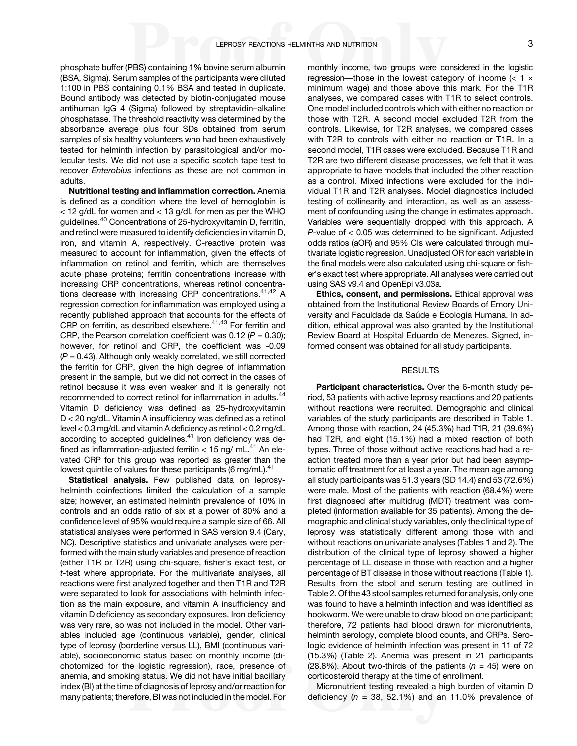phosphate buffer (PBS) containing 1% bovine serum albumin (BSA, Sigma). Serum samples of the participants were diluted 1:100 in PBS containing 0.1% BSA and tested in duplicate. Bound antibody was detected by biotin-conjugated mouse antihuman IgG 4 (Sigma) followed by streptavidin–alkaline phosphatase. The threshold reactivity was determined by the absorbance average plus four SDs obtained from serum samples of six healthy volunteers who had been exhaustively tested for helminth infection by parasitological and/or molecular tests. We did not use a specific scotch tape test to recover *Enterobius* infections as these are not common in adults.

**Nutritional testing and inflammation correction.** Anemia is defined as a condition where the level of hemoglobin is < 12 g/dL for women and < 13 g/dL for men as per the WHO guidelines.[40] Concentrations of 25-hydroxyvitamin D, ferritin, and retinol were measured to identify deficiencies in vitamin D, iron, and vitamin A, respectively. C-reactive protein was measured to account for inflammation, given the effects of inflammation on retinol and ferritin, which are themselves acute phase proteins; ferritin concentrations increase with increasing CRP concentrations, whereas retinol concentrations decrease with increasing CRP concentrations.[41,42] A regression correction for inflammation was employed using a recently published approach that accounts for the effects of CRP on ferritin, as described elsewhere.[41,43] For ferritin and CRP, the Pearson correlation coefficient was 0.12 ($P = 0.30$); however, for retinol and CRP, the coefficient was -0.09 ($P = 0.43$). Although only weakly correlated, we still corrected the ferritin for CRP, given the high degree of inflammation present in the sample, but we did not correct in the cases of retinol because it was even weaker and it is generally not recommended to correct retinol for inflammation in adults.[44] Vitamin D deficiency was defined as 25-hydroxyvitamin D < 20 ng/dL. Vitamin A insufficiency was defined as a retinol level < 0.3 mg/dL and vitamin A deficiency as retinol < 0.2 mg/dL according to accepted guidelines.[41] Iron deficiency was defined as inflammation-adjusted ferritin < 15 ng/ mL.[41] An elevated CRP for this group was reported as greater than the lowest quintile of values for these participants (6 mg/mL).[41]

**Statistical analysis.** Few published data on leprosy-helminth coinfections limited the calculation of a sample size; however, an estimated helminth prevalence of 10% in controls and an odds ratio of six at a power of 80% and a confidence level of 95% would require a sample size of 66. All statistical analyses were performed in SAS version 9.4 (Cary, NC). Descriptive statistics and univariate analyses were performed with the main study variables and presence of reaction (either T1R or T2R) using chi-square, fisher's exact test, or *t*-test where appropriate. For the multivariate analyses, all reactions were first analyzed together and then T1R and T2R were separated to look for associations with helminth infection as the main exposure, and vitamin A insufficiency and vitamin D deficiency as secondary exposures. Iron deficiency was very rare, so was not included in the model. Other variables included age (continuous variable), gender, clinical type of leprosy (borderline versus LL), BMI (continuous variable), socioeconomic status based on monthly income (dichotomized for the logistic regression), race, presence of anemia, and smoking status. We did not have initial bacillary index (BI) at the time of diagnosis of leprosy and/or reaction for many patients; therefore, BI was not included in the model. For monthly income, two groups were considered in the logistic regression—those in the lowest category of income (< 1 × minimum wage) and those above this mark. For the T1R analyses, we compared cases with T1R to select controls. One model included controls which with either no reaction or those with T2R. A second model excluded T2R from the controls. Likewise, for T2R analyses, we compared cases with T2R to controls with either no reaction or T1R. In a second model, T1R cases were excluded. Because T1R and T2R are two different disease processes, we felt that it was appropriate to have models that included the other reaction as a control. Mixed infections were excluded for the individual T1R and T2R analyses. Model diagnostics included testing of collinearity and interaction, as well as an assessment of confounding using the change in estimates approach. Variables were sequentially dropped with this approach. A *P*-value of < 0.05 was determined to be significant. Adjusted odds ratios (aOR) and 95% CIs were calculated through multivariate logistic regression. Unadjusted OR for each variable in the final models were also calculated using chi-square or fisher's exact test where appropriate. All analyses were carried out using SAS v9.4 and OpenEpi v3.03a.

**Ethics, consent, and permissions.** Ethical approval was obtained from the Institutional Review Boards of Emory University and Faculdade da Saúde e Ecologia Humana. In addition, ethical approval was also granted by the Institutional Review Board at Hospital Eduardo de Menezes. Signed, informed consent was obtained for all study participants.

## RESULTS

**Participant characteristics.** Over the 6-month study period, 53 patients with active leprosy reactions and 20 patients without reactions were recruited. Demographic and clinical variables of the study participants are described in Table 1. Among those with reaction, 24 (45.3%) had T1R, 21 (39.6%) had T2R, and eight (15.1%) had a mixed reaction of both types. Three of those without active reactions had had a reaction treated more than a year prior but had been asymptomatic off treatment for at least a year. The mean age among all study participants was 51.3 years (SD 14.4) and 53 (72.6%) were male. Most of the patients with reaction (68.4%) were first diagnosed after multidrug (MDT) treatment was completed (information available for 35 patients). Among the demographic and clinical study variables, only the clinical type of leprosy was statistically different among those with and without reactions on univariate analyses (Tables 1 and 2). The distribution of the clinical type of leprosy showed a higher percentage of LL disease in those with reaction and a higher percentage of BT disease in those without reactions (Table 1). Results from the stool and serum testing are outlined in Table 2. Of the 43 stool samples returned for analysis, only one was found to have a helminth infection and was identified as hookworm. We were unable to draw blood on one participant; therefore, 72 patients had blood drawn for micronutrients, helminth serology, complete blood counts, and CRPs. Serologic evidence of helminth infection was present in 11 of 72 (15.3%) (Table 2). Anemia was present in 21 participants (28.8%). About two-thirds of the patients ($n = 45$) were on corticosteroid therapy at the time of enrollment.

Micronutrient testing revealed a high burden of vitamin D deficiency ($n = 38$, 52.1%) and an 11.0% prevalence of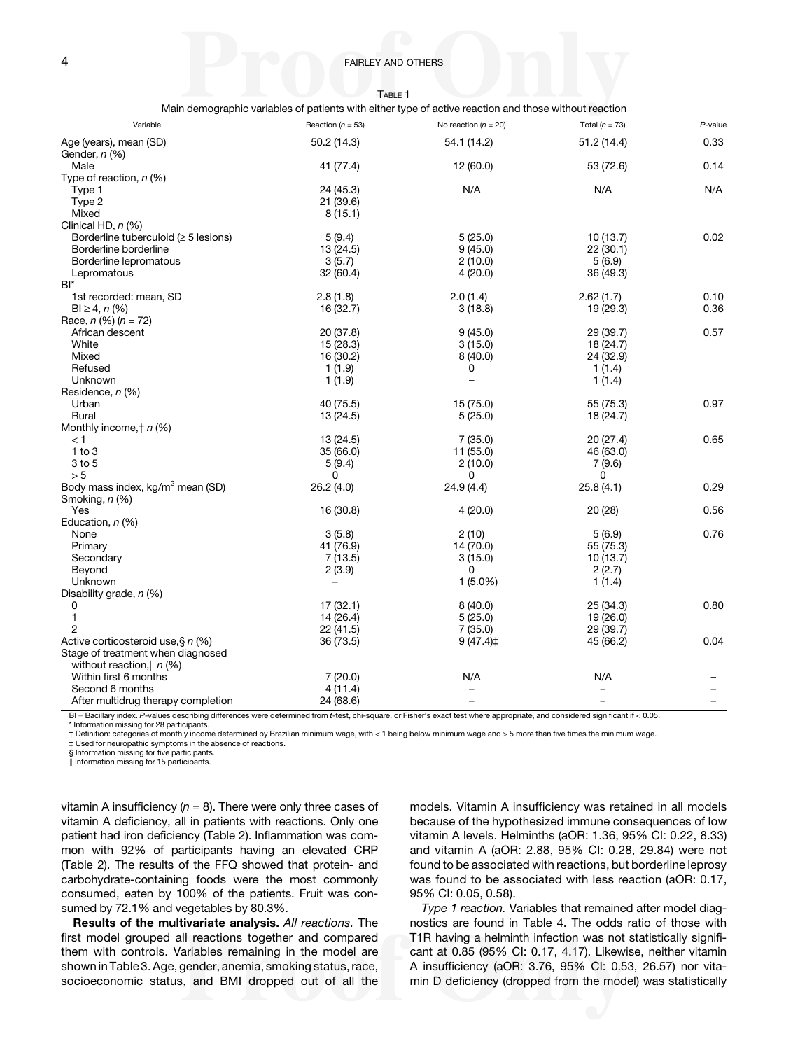Table 1

Main demographic variables of patients with either type of active reaction and those without reaction

| Variable | Reaction ($n$ = 53) | No reaction ($n$ = 20) | Total ($n$ = 73) | $P$-value |
|---|---|---|---|---|
| Age (years), mean (SD) | 50.2 (14.3) | 54.1 (14.2) | 51.2 (14.4) | 0.33 |
| Gender, $n$ (%) | | | | |
| Male | 41 (77.4) | 12 (60.0) | 53 (72.6) | 0.14 |
| Type of reaction, $n$ (%) | | | | |
| Type 1 | 24 (45.3) | N/A | N/A | N/A |
| Type 2 | 21 (39.6) | | | |
| Mixed | 8 (15.1) | | | |
| Clinical HD, $n$ (%) | | | | |
| Borderline tuberculoid (≥ 5 lesions) | 5 (9.4) | 5 (25.0) | 10 (13.7) | 0.02 |
| Borderline borderline | 13 (24.5) | 9 (45.0) | 22 (30.1) | |
| Borderline lepromatous | 3 (5.7) | 2 (10.0) | 5 (6.9) | |
| Lepromatous | 32 (60.4) | 4 (20.0) | 36 (49.3) | |
| BI* | | | | |
| 1st recorded: mean, SD | 2.8 (1.8) | 2.0 (1.4) | 2.62 (1.7) | 0.10 |
| BI ≥ 4, $n$ (%) | 16 (32.7) | 3 (18.8) | 19 (29.3) | 0.36 |
| Race, $n$ (%) ($n$ = 72) | | | | |
| African descent | 20 (37.8) | 9 (45.0) | 29 (39.7) | 0.57 |
| White | 15 (28.3) | 3 (15.0) | 18 (24.7) | |
| Mixed | 16 (30.2) | 8 (40.0) | 24 (32.9) | |
| Refused | 1 (1.9) | 0 | 1 (1.4) | |
| Unknown | 1 (1.9) | – | 1 (1.4) | |
| Residence, $n$ (%) | | | | |
| Urban | 40 (75.5) | 15 (75.0) | 55 (75.3) | 0.97 |
| Rural | 13 (24.5) | 5 (25.0) | 18 (24.7) | |
| Monthly income,† $n$ (%) | | | | |
| < 1 | 13 (24.5) | 7 (35.0) | 20 (27.4) | 0.65 |
| 1 to 3 | 35 (66.0) | 11 (55.0) | 46 (63.0) | |
| 3 to 5 | 5 (9.4) | 2 (10.0) | 7 (9.6) | |
| > 5 | 0 | 0 | 0 | |
| Body mass index, kg/m$^2$ mean (SD) | 26.2 (4.0) | 24.9 (4.4) | 25.8 (4.1) | 0.29 |
| Smoking, $n$ (%) | | | | |
| Yes | 16 (30.8) | 4 (20.0) | 20 (28) | 0.56 |
| Education, $n$ (%) | | | | |
| None | 3 (5.8) | 2 (10) | 5 (6.9) | 0.76 |
| Primary | 41 (76.9) | 14 (70.0) | 55 (75.3) | |
| Secondary | 7 (13.5) | 3 (15.0) | 10 (13.7) | |
| Beyond | 2 (3.9) | 0 | 2 (2.7) | |
| Unknown | – | 1 (5.0%) | 1 (1.4) | |
| Disability grade, $n$ (%) | | | | |
| 0 | 17 (32.1) | 8 (40.0) | 25 (34.3) | 0.80 |
| 1 | 14 (26.4) | 5 (25.0) | 19 (26.0) | |
| 2 | 22 (41.5) | 7 (35.0) | 29 (39.7) | |
| Active corticosteroid use,§ $n$ (%) | 36 (73.5) | 9 (47.4)‡ | 45 (66.2) | 0.04 |
| Stage of treatment when diagnosed without reaction,‖ $n$ (%) | | | | |
| Within first 6 months | 7 (20.0) | N/A | N/A | – |
| Second 6 months | 4 (11.4) | – | – | – |
| After multidrug therapy completion | 24 (68.6) | – | – | – |

BI = Bacillary index. $P$-values describing differences were determined from $t$-test, chi-square, or Fisher's exact test where appropriate, and considered significant if < 0.05.
\* Information missing for 28 participants.
† Definition: categories of monthly income determined by Brazilian minimum wage, with < 1 being below minimum wage and > 5 more than five times the minimum wage.
‡ Used for neuropathic symptoms in the absence of reactions.
§ Information missing for five participants.
‖ Information missing for 15 participants.

vitamin A insufficiency ($n$ = 8). There were only three cases of vitamin A deficiency, all in patients with reactions. Only one patient had iron deficiency (Table 2). Inflammation was common with 92% of participants having an elevated CRP (Table 2). The results of the FFQ showed that protein- and carbohydrate-containing foods were the most commonly consumed, eaten by 100% of the patients. Fruit was consumed by 72.1% and vegetables by 80.3%.

**Results of the multivariate analysis.** *All reactions.* The first model grouped all reactions together and compared them with controls. Variables remaining in the model are shown in Table 3. Age, gender, anemia, smoking status, race, socioeconomic status, and BMI dropped out of all the models. Vitamin A insufficiency was retained in all models because of the hypothesized immune consequences of low vitamin A levels. Helminths (aOR: 1.36, 95% CI: 0.22, 8.33) and vitamin A (aOR: 2.88, 95% CI: 0.28, 29.84) were not found to be associated with reactions, but borderline leprosy was found to be associated with less reaction (aOR: 0.17, 95% CI: 0.05, 0.58).

*Type 1 reaction.* Variables that remained after model diagnostics are found in Table 4. The odds ratio of those with T1R having a helminth infection was not statistically significant at 0.85 (95% CI: 0.17, 4.17). Likewise, neither vitamin A insufficiency (aOR: 3.76, 95% CI: 0.53, 26.57) nor vitamin D deficiency (dropped from the model) was statistically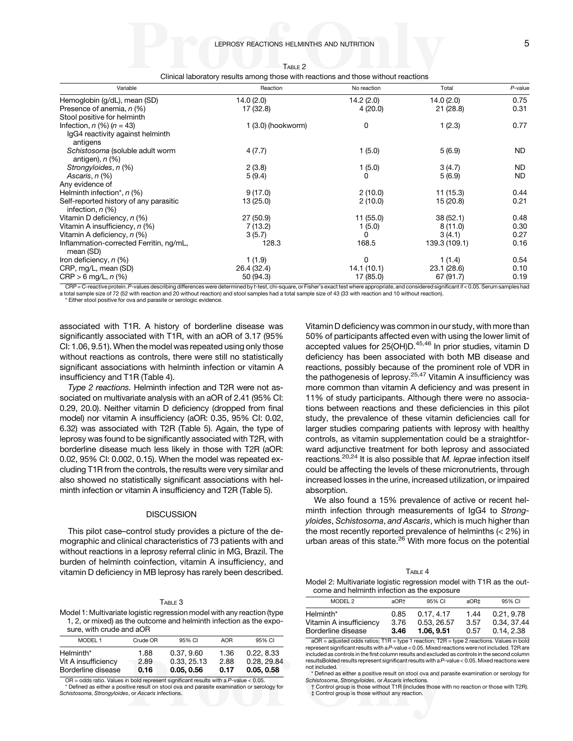Table 2

Clinical laboratory results among those with reactions and those without reactions

| Variable | Reaction | No reaction | Total | *P*-value |
|---|---|---|---|---|
| Hemoglobin (g/dL), mean (SD) | 14.0 (2.0) | 14.2 (2.0) | 14.0 (2.0) | 0.75 |
| Presence of anemia, *n* (%) | 17 (32.8) | 4 (20.0) | 21 (28.8) | 0.31 |
| Stool positive for helminth | | | | |
| Infection, *n* (%) (*n* = 43) | 1 (3.0) (hookworm) | 0 | 1 (2.3) | 0.77 |
| IgG4 reactivity against helminth antigens | | | | |
| *Schistosoma* (soluble adult worm antigen), *n* (%) | 4 (7.7) | 1 (5.0) | 5 (6.9) | ND |
| *Strongyloides*, *n* (%) | 2 (3.8) | 1 (5.0) | 3 (4.7) | ND |
| *Ascaris*, *n* (%) | 5 (9.4) | 0 | 5 (6.9) | ND |
| Any evidence of | | | | |
| Helminth infection*, *n* (%) | 9 (17.0) | 2 (10.0) | 11 (15.3) | 0.44 |
| Self-reported history of any parasitic infection, *n* (%) | 13 (25.0) | 2 (10.0) | 15 (20.8) | 0.21 |
| Vitamin D deficiency, *n* (%) | 27 (50.9) | 11 (55.0) | 38 (52.1) | 0.48 |
| Vitamin A insufficiency, *n* (%) | 7 (13.2) | 1 (5.0) | 8 (11.0) | 0.30 |
| Vitamin A deficiency, *n* (%) | 3 (5.7) | 0 | 3 (4.1) | 0.27 |
| Inflammation-corrected Ferritin, ng/mL, mean (SD) | 128.3 | 168.5 | 139.3 (109.1) | 0.16 |
| Iron deficiency, *n* (%) | 1 (1.9) | 0 | 1 (1.4) | 0.54 |
| CRP, mg/L, mean (SD) | 26.4 (32.4) | 14.1 (10.1) | 23.1 (28.6) | 0.10 |
| CRP > 6 mg/L, *n* (%) | 50 (94.3) | 17 (85.0) | 67 (91.7) | 0.19 |

CRP = C-reactive protein. *P*-values describing differences were determined by *t*-test, chi-square, or Fisher's exact test where appropriate, and considered significant if < 0.05. Serum samples had a total sample size of 72 (52 with reaction and 20 without reaction) and stool samples had a total sample size of 43 (33 with reaction and 10 without reaction).
* Either stool positive for ova and parasite or serologic evidence.

associated with T1R. A history of borderline disease was significantly associated with T1R, with an aOR of 3.17 (95% CI: 1.06, 9.51). When the model was repeated using only those without reactions as controls, there were still no statistically significant associations with helminth infection or vitamin A insufficiency and T1R (Table 4).

*Type 2 reactions.* Helminth infection and T2R were not associated on multivariate analysis with an aOR of 2.41 (95% CI: 0.29, 20.0). Neither vitamin D deficiency (dropped from final model) nor vitamin A insufficiency (aOR: 0.35, 95% CI: 0.02, 6.32) was associated with T2R (Table 5). Again, the type of leprosy was found to be significantly associated with T2R, with borderline disease much less likely in those with T2R (aOR: 0.02, 95% CI: 0.002, 0.15). When the model was repeated excluding T1R from the controls, the results were very similar and also showed no statistically significant associations with helminth infection or vitamin A insufficiency and T2R (Table 5).

## DISCUSSION

This pilot case–control study provides a picture of the demographic and clinical characteristics of 73 patients with and without reactions in a leprosy referral clinic in MG, Brazil. The burden of helminth coinfection, vitamin A insufficiency, and vitamin D deficiency in MB leprosy has rarely been described.

Table 3

Model 1: Multivariate logistic regression model with any reaction (type 1, 2, or mixed) as the outcome and helminth infection as the exposure, with crude and aOR

| MODEL 1 | Crude OR | 95% CI | AOR | 95% CI |
|---|---|---|---|---|
| Helminth* | 1.88 | 0.37, 9.60 | 1.36 | 0.22, 8.33 |
| Vit A insufficiency | 2.89 | 0.33, 25.13 | 2.88 | 0.28, 29.84 |
| Borderline disease | **0.16** | **0.05, 0.56** | **0.17** | **0.05, 0.58** |

OR = odds ratio. Values in bold represent significant results with a *P*-value < 0.05.
* Defined as either a positive result on stool ova and parasite examination or serology for *Schistosoma*, *Strongyloides*, or *Ascaris* infections.

Vitamin D deficiency was common in our study, with more than 50% of participants affected even with using the lower limit of accepted values for 25(OH)D.[45,46] In prior studies, vitamin D deficiency has been associated with both MB disease and reactions, possibly because of the prominent role of VDR in the pathogenesis of leprosy.[25,47] Vitamin A insufficiency was more common than vitamin A deficiency and was present in 11% of study participants. Although there were no associations between reactions and these deficiencies in this pilot study, the prevalence of these vitamin deficiencies call for larger studies comparing patients with leprosy with healthy controls, as vitamin supplementation could be a straightforward adjunctive treatment for both leprosy and associated reactions.[20,24] It is also possible that *M. leprae* infection itself could be affecting the levels of these micronutrients, through increased losses in the urine, increased utilization, or impaired absorption.

We also found a 15% prevalence of active or recent helminth infection through measurements of IgG4 to *Strongyloides*, *Schistosoma*, *and Ascaris*, which is much higher than the most recently reported prevalence of helminths (< 2%) in urban areas of this state.[26] With more focus on the potential

Table 4

Model 2: Multivariate logistic regression model with T1R as the outcome and helminth infection as the exposure

| MODEL 2 | aOR† | 95% CI | aOR‡ | 95% CI |
|---|---|---|---|---|
| Helminth* | 0.85 | 0.17, 4.17 | 1.44 | 0.21, 9.78 |
| Vitamin A insufficiency | 3.76 | 0.53, 26.57 | 3.57 | 0.34, 37.44 |
| Borderline disease | **3.46** | **1.06, 9.51** | 0.57 | 0.14, 2.38 |

aOR = adjusted odds ratios; T1R = type 1 reaction; T2R = type 2 reactions. Values in bold represent significant results with a *P*-value < 0.05. Mixed reactions were not included. T2R are included as controls in the first column results and excluded as controls in the second column resultsBolded results represent significant results with a *P*-value < 0.05. Mixed reactions were not included.
* Defined as either a positive result on stool ova and parasite examination or serology for *Schistosoma*, *Strongyloides*, or *Ascaris* infections.
† Control group is those without T1R (includes those with no reaction or those with T2R).
‡ Control group is those without any reaction.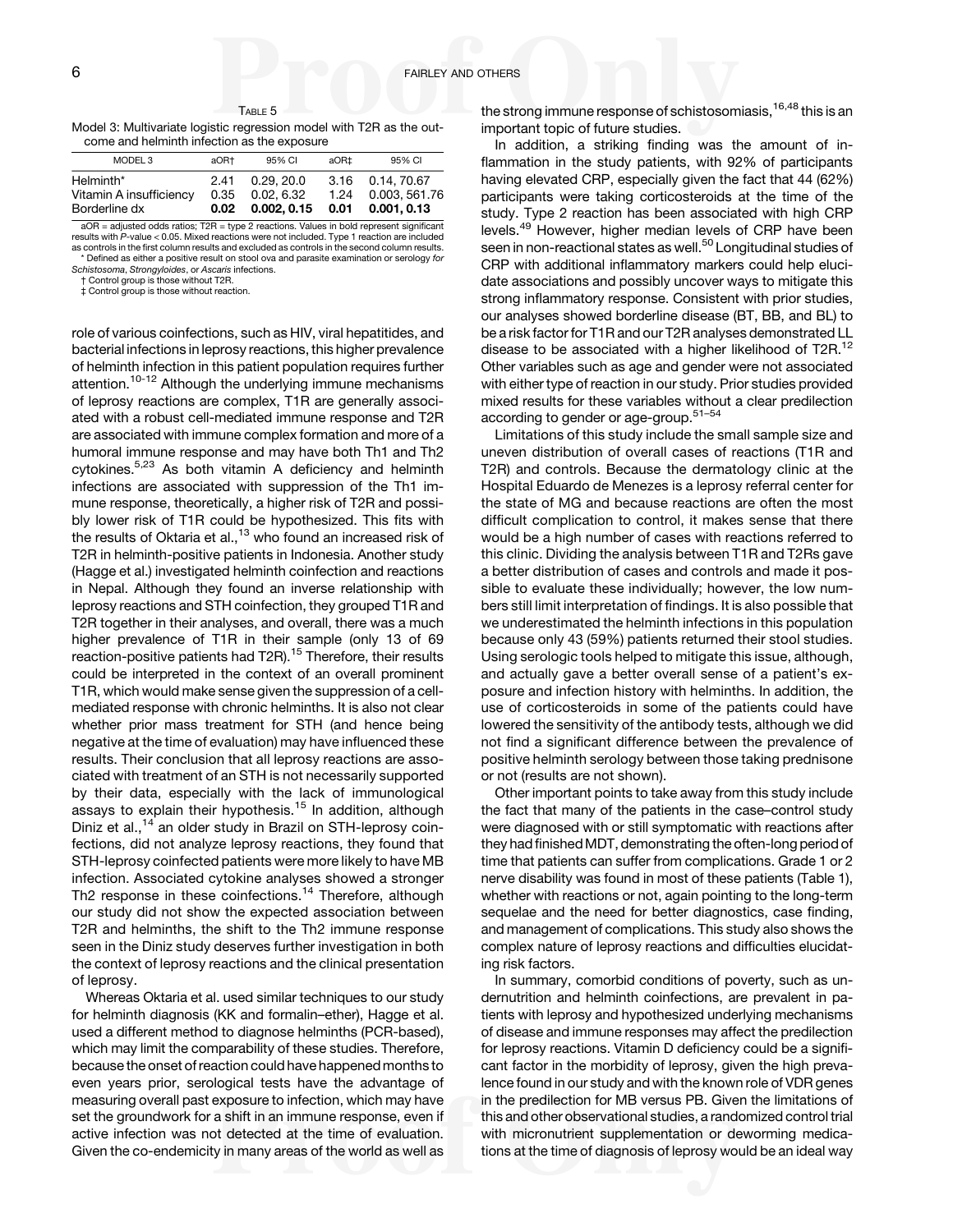Table 5

Model 3: Multivariate logistic regression model with T2R as the outcome and helminth infection as the exposure

| MODEL 3 | aOR† | 95% CI | aOR‡ | 95% CI |
|---|---|---|---|---|
| Helminth* | 2.41 | 0.29, 20.0 | 3.16 | 0.14, 70.67 |
| Vitamin A insufficiency | 0.35 | 0.02, 6.32 | 1.24 | 0.003, 561.76 |
| Borderline dx | **0.02** | **0.002, 0.15** | **0.01** | **0.001, 0.13** |

aOR = adjusted odds ratios; T2R = type 2 reactions. Values in bold represent significant results with *P*-value < 0.05. Mixed reactions were not included. Type 1 reaction are included as controls in the first column results and excluded as controls in the second column results.
* Defined as either a positive result on stool ova and parasite examination or serology *for Schistosoma*, *Strongyloides*, or *Ascaris* infections.
† Control group is those without T2R.
‡ Control group is those without reaction.

role of various coinfections, such as HIV, viral hepatitides, and bacterial infections in leprosy reactions, this higher prevalence of helminth infection in this patient population requires further attention.[10-12] Although the underlying immune mechanisms of leprosy reactions are complex, T1R are generally associated with a robust cell-mediated immune response and T2R are associated with immune complex formation and more of a humoral immune response and may have both Th1 and Th2 cytokines.[5,23] As both vitamin A deficiency and helminth infections are associated with suppression of the Th1 immune response, theoretically, a higher risk of T2R and possibly lower risk of T1R could be hypothesized. This fits with the results of Oktaria et al.,[13] who found an increased risk of T2R in helminth-positive patients in Indonesia. Another study (Hagge et al.) investigated helminth coinfection and reactions in Nepal. Although they found an inverse relationship with leprosy reactions and STH coinfection, they grouped T1R and T2R together in their analyses, and overall, there was a much higher prevalence of T1R in their sample (only 13 of 69 reaction-positive patients had T2R).[15] Therefore, their results could be interpreted in the context of an overall prominent T1R, which would make sense given the suppression of a cell-mediated response with chronic helminths. It is also not clear whether prior mass treatment for STH (and hence being negative at the time of evaluation) may have influenced these results. Their conclusion that all leprosy reactions are associated with treatment of an STH is not necessarily supported by their data, especially with the lack of immunological assays to explain their hypothesis.[15] In addition, although Diniz et al.,[14] an older study in Brazil on STH-leprosy coinfections, did not analyze leprosy reactions, they found that STH-leprosy coinfected patients were more likely to have MB infection. Associated cytokine analyses showed a stronger Th2 response in these coinfections.[14] Therefore, although our study did not show the expected association between T2R and helminths, the shift to the Th2 immune response seen in the Diniz study deserves further investigation in both the context of leprosy reactions and the clinical presentation of leprosy.

Whereas Oktaria et al. used similar techniques to our study for helminth diagnosis (KK and formalin–ether), Hagge et al. used a different method to diagnose helminths (PCR-based), which may limit the comparability of these studies. Therefore, because the onset of reaction could have happened months to even years prior, serological tests have the advantage of measuring overall past exposure to infection, which may have set the groundwork for a shift in an immune response, even if active infection was not detected at the time of evaluation. Given the co-endemicity in many areas of the world as well as the strong immune response of schistosomiasis,[16,48] this is an important topic of future studies.

In addition, a striking finding was the amount of inflammation in the study patients, with 92% of participants having elevated CRP, especially given the fact that 44 (62%) participants were taking corticosteroids at the time of the study. Type 2 reaction has been associated with high CRP levels.[49] However, higher median levels of CRP have been seen in non-reactional states as well.[50] Longitudinal studies of CRP with additional inflammatory markers could help elucidate associations and possibly uncover ways to mitigate this strong inflammatory response. Consistent with prior studies, our analyses showed borderline disease (BT, BB, and BL) to be a risk factor for T1R and our T2R analyses demonstrated LL disease to be associated with a higher likelihood of T2R.[12] Other variables such as age and gender were not associated with either type of reaction in our study. Prior studies provided mixed results for these variables without a clear predilection according to gender or age-group.[51–54]

Limitations of this study include the small sample size and uneven distribution of overall cases of reactions (T1R and T2R) and controls. Because the dermatology clinic at the Hospital Eduardo de Menezes is a leprosy referral center for the state of MG and because reactions are often the most difficult complication to control, it makes sense that there would be a high number of cases with reactions referred to this clinic. Dividing the analysis between T1R and T2Rs gave a better distribution of cases and controls and made it possible to evaluate these individually; however, the low numbers still limit interpretation of findings. It is also possible that we underestimated the helminth infections in this population because only 43 (59%) patients returned their stool studies. Using serologic tools helped to mitigate this issue, although, and actually gave a better overall sense of a patient's exposure and infection history with helminths. In addition, the use of corticosteroids in some of the patients could have lowered the sensitivity of the antibody tests, although we did not find a significant difference between the prevalence of positive helminth serology between those taking prednisone or not (results are not shown).

Other important points to take away from this study include the fact that many of the patients in the case–control study were diagnosed with or still symptomatic with reactions after they had finished MDT, demonstrating the often-long period of time that patients can suffer from complications. Grade 1 or 2 nerve disability was found in most of these patients (Table 1), whether with reactions or not, again pointing to the long-term sequelae and the need for better diagnostics, case finding, and management of complications. This study also shows the complex nature of leprosy reactions and difficulties elucidating risk factors.

In summary, comorbid conditions of poverty, such as undernutrition and helminth coinfections, are prevalent in patients with leprosy and hypothesized underlying mechanisms of disease and immune responses may affect the predilection for leprosy reactions. Vitamin D deficiency could be a significant factor in the morbidity of leprosy, given the high prevalence found in our study and with the known role of VDR genes in the predilection for MB versus PB. Given the limitations of this and other observational studies, a randomized control trial with micronutrient supplementation or deworming medications at the time of diagnosis of leprosy would be an ideal way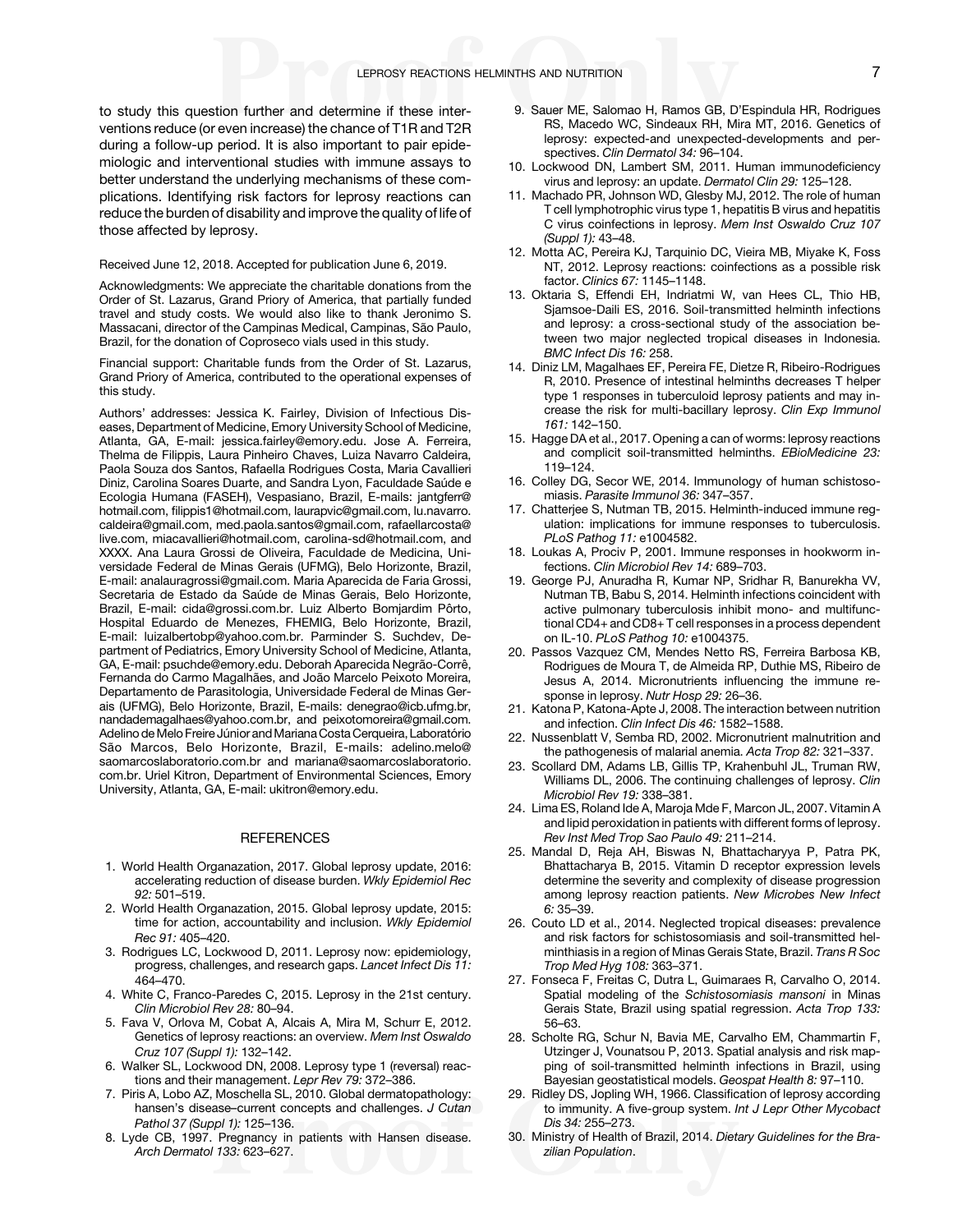to study this question further and determine if these interventions reduce (or even increase) the chance of T1R and T2R during a follow-up period. It is also important to pair epidemiologic and interventional studies with immune assays to better understand the underlying mechanisms of these complications. Identifying risk factors for leprosy reactions can reduce the burden of disability and improve the quality of life of those affected by leprosy.

Received June 12, 2018. Accepted for publication June 6, 2019.

Acknowledgments: We appreciate the charitable donations from the Order of St. Lazarus, Grand Priory of America, that partially funded travel and study costs. We would also like to thank Jeronimo S. Massacani, director of the Campinas Medical, Campinas, São Paulo, Brazil, for the donation of Coproseco vials used in this study.

Financial support: Charitable funds from the Order of St. Lazarus, Grand Priory of America, contributed to the operational expenses of this study.

Authors' addresses: Jessica K. Fairley, Division of Infectious Diseases, Department of Medicine, Emory University School of Medicine, Atlanta, GA, E-mail: jessica.fairley@emory.edu. Jose A. Ferreira, Thelma de Filippis, Laura Pinheiro Chaves, Luiza Navarro Caldeira, Paola Souza dos Santos, Rafaella Rodrigues Costa, Maria Cavallieri Diniz, Carolina Soares Duarte, and Sandra Lyon, Faculdade Saúde e Ecologia Humana (FASEH), Vespasiano, Brazil, E-mails: jantgferr@hotmail.com, filippis1@hotmail.com, laurapvic@gmail.com, lu.navarro.caldeira@gmail.com, med.paola.santos@gmail.com, rafaellarcosta@live.com, miacavallieri@hotmail.com, carolina-sd@hotmail.com, and XXXX. Ana Laura Grossi de Oliveira, Faculdade de Medicina, Universidade Federal de Minas Gerais (UFMG), Belo Horizonte, Brazil, E-mail: analauragrossi@gmail.com. Maria Aparecida de Faria Grossi, Secretaria de Estado da Saúde de Minas Gerais, Belo Horizonte, Brazil, E-mail: cida@grossi.com.br. Luiz Alberto Bomjardim Pôrto, Hospital Eduardo de Menezes, FHEMIG, Belo Horizonte, Brazil, E-mail: luizalbertobp@yahoo.com.br. Parminder S. Suchdev, Department of Pediatrics, Emory University School of Medicine, Atlanta, GA, E-mail: psuchde@emory.edu. Deborah Aparecida Negrão-Corrê, Fernanda do Carmo Magalhães, and João Marcelo Peixoto Moreira, Departamento de Parasitologia, Universidade Federal de Minas Gerais (UFMG), Belo Horizonte, Brazil, E-mails: denegrao@icb.ufmg.br, nandademagalhaes@yahoo.com.br, and peixotomoreira@gmail.com. Adelino de Melo Freire Júnior and Mariana Costa Cerqueira, Laboratório São Marcos, Belo Horizonte, Brazil, E-mails: adelino.melo@saomarcoslaboratorio.com.br and mariana@saomarcoslaboratorio.com.br. Uriel Kitron, Department of Environmental Sciences, Emory University, Atlanta, GA, E-mail: ukitron@emory.edu.

## REFERENCES

1. World Health Organazation, 2017. Global leprosy update, 2016: accelerating reduction of disease burden. *Wkly Epidemiol Rec 92:* 501–519.
2. World Health Organazation, 2015. Global leprosy update, 2015: time for action, accountability and inclusion. *Wkly Epidemiol Rec 91:* 405–420.
3. Rodrigues LC, Lockwood D, 2011. Leprosy now: epidemiology, progress, challenges, and research gaps. *Lancet Infect Dis 11:* 464–470.
4. White C, Franco-Paredes C, 2015. Leprosy in the 21st century. *Clin Microbiol Rev 28:* 80–94.
5. Fava V, Orlova M, Cobat A, Alcais A, Mira M, Schurr E, 2012. Genetics of leprosy reactions: an overview. *Mem Inst Oswaldo Cruz 107 (Suppl 1):* 132–142.
6. Walker SL, Lockwood DN, 2008. Leprosy type 1 (reversal) reactions and their management. *Lepr Rev 79:* 372–386.
7. Piris A, Lobo AZ, Moschella SL, 2010. Global dermatopathology: hansen's disease–current concepts and challenges. *J Cutan Pathol 37 (Suppl 1):* 125–136.
8. Lyde CB, 1997. Pregnancy in patients with Hansen disease. *Arch Dermatol 133:* 623–627.
9. Sauer ME, Salomao H, Ramos GB, D'Espindula HR, Rodrigues RS, Macedo WC, Sindeaux RH, Mira MT, 2016. Genetics of leprosy: expected-and unexpected-developments and perspectives. *Clin Dermatol 34:* 96–104.
10. Lockwood DN, Lambert SM, 2011. Human immunodeficiency virus and leprosy: an update. *Dermatol Clin 29:* 125–128.
11. Machado PR, Johnson WD, Glesby MJ, 2012. The role of human T cell lymphotrophic virus type 1, hepatitis B virus and hepatitis C virus coinfections in leprosy. *Mem Inst Oswaldo Cruz 107 (Suppl 1):* 43–48.
12. Motta AC, Pereira KJ, Tarquinio DC, Vieira MB, Miyake K, Foss NT, 2012. Leprosy reactions: coinfections as a possible risk factor. *Clinics 67:* 1145–1148.
13. Oktaria S, Effendi EH, Indriatmi W, van Hees CL, Thio HB, Sjamsoe-Daili ES, 2016. Soil-transmitted helminth infections and leprosy: a cross-sectional study of the association between two major neglected tropical diseases in Indonesia. *BMC Infect Dis 16:* 258.
14. Diniz LM, Magalhaes EF, Pereira FE, Dietze R, Ribeiro-Rodrigues R, 2010. Presence of intestinal helminths decreases T helper type 1 responses in tuberculoid leprosy patients and may increase the risk for multi-bacillary leprosy. *Clin Exp Immunol 161:* 142–150.
15. Hagge DA et al., 2017. Opening a can of worms: leprosy reactions and complicit soil-transmitted helminths. *EBioMedicine 23:* 119–124.
16. Colley DG, Secor WE, 2014. Immunology of human schistosomiasis. *Parasite Immunol 36:* 347–357.
17. Chatterjee S, Nutman TB, 2015. Helminth-induced immune regulation: implications for immune responses to tuberculosis. *PLoS Pathog 11:* e1004582.
18. Loukas A, Prociv P, 2001. Immune responses in hookworm infections. *Clin Microbiol Rev 14:* 689–703.
19. George PJ, Anuradha R, Kumar NP, Sridhar R, Banurekha VV, Nutman TB, Babu S, 2014. Helminth infections coincident with active pulmonary tuberculosis inhibit mono- and multifunctional CD4+ and CD8+ T cell responses in a process dependent on IL-10. *PLoS Pathog 10:* e1004375.
20. Passos Vazquez CM, Mendes Netto RS, Ferreira Barbosa KB, Rodrigues de Moura T, de Almeida RP, Duthie MS, Ribeiro de Jesus A, 2014. Micronutrients influencing the immune response in leprosy. *Nutr Hosp 29:* 26–36.
21. Katona P, Katona-Apte J, 2008. The interaction between nutrition and infection. *Clin Infect Dis 46:* 1582–1588.
22. Nussenblatt V, Semba RD, 2002. Micronutrient malnutrition and the pathogenesis of malarial anemia. *Acta Trop 82:* 321–337.
23. Scollard DM, Adams LB, Gillis TP, Krahenbuhl JL, Truman RW, Williams DL, 2006. The continuing challenges of leprosy. *Clin Microbiol Rev 19:* 338–381.
24. Lima ES, Roland Ide A, Maroja Mde F, Marcon JL, 2007. Vitamin A and lipid peroxidation in patients with different forms of leprosy. *Rev Inst Med Trop Sao Paulo 49:* 211–214.
25. Mandal D, Reja AH, Biswas N, Bhattacharyya P, Patra PK, Bhattacharya B, 2015. Vitamin D receptor expression levels determine the severity and complexity of disease progression among leprosy reaction patients. *New Microbes New Infect 6:* 35–39.
26. Couto LD et al., 2014. Neglected tropical diseases: prevalence and risk factors for schistosomiasis and soil-transmitted helminthiasis in a region of Minas Gerais State, Brazil. *Trans R Soc Trop Med Hyg 108:* 363–371.
27. Fonseca F, Freitas C, Dutra L, Guimaraes R, Carvalho O, 2014. Spatial modeling of the *Schistosomiasis mansoni* in Minas Gerais State, Brazil using spatial regression. *Acta Trop 133:* 56–63.
28. Scholte RG, Schur N, Bavia ME, Carvalho EM, Chammartin F, Utzinger J, Vounatsou P, 2013. Spatial analysis and risk mapping of soil-transmitted helminth infections in Brazil, using Bayesian geostatistical models. *Geospat Health 8:* 97–110.
29. Ridley DS, Jopling WH, 1966. Classification of leprosy according to immunity. A five-group system. *Int J Lepr Other Mycobact Dis 34:* 255–273.
30. Ministry of Health of Brazil, 2014. *Dietary Guidelines for the Brazilian Population*.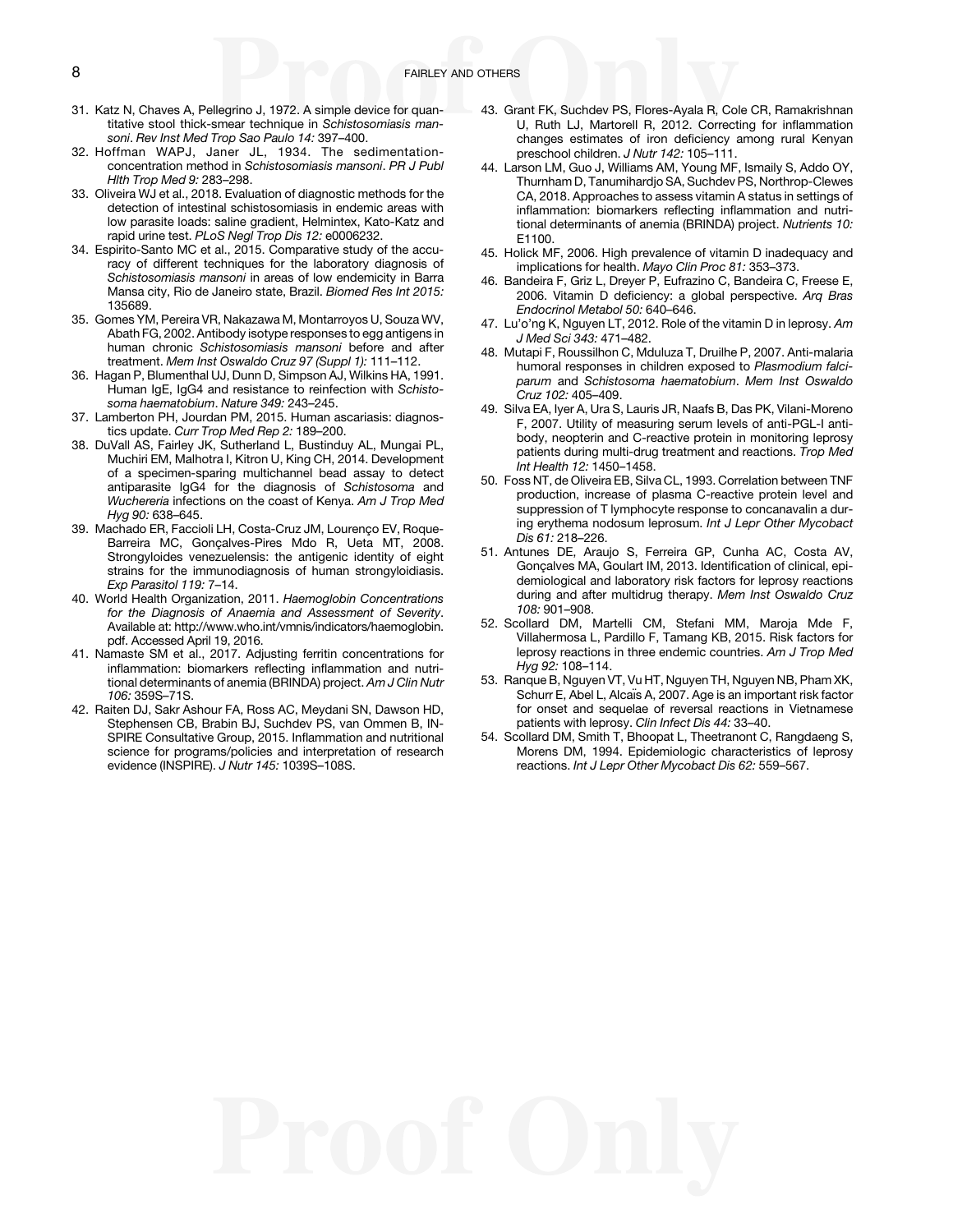31. Katz N, Chaves A, Pellegrino J, 1972. A simple device for quantitative stool thick-smear technique in *Schistosomiasis mansoni*. *Rev Inst Med Trop Sao Paulo 14:* 397–400.
32. Hoffman WAPJ, Janer JL, 1934. The sedimentation-concentration method in *Schistosomiasis mansoni*. *PR J Publ Hlth Trop Med 9:* 283–298.
33. Oliveira WJ et al., 2018. Evaluation of diagnostic methods for the detection of intestinal schistosomiasis in endemic areas with low parasite loads: saline gradient, Helmintex, Kato-Katz and rapid urine test. *PLoS Negl Trop Dis 12:* e0006232.
34. Espirito-Santo MC et al., 2015. Comparative study of the accuracy of different techniques for the laboratory diagnosis of *Schistosomiasis mansoni* in areas of low endemicity in Barra Mansa city, Rio de Janeiro state, Brazil. *Biomed Res Int 2015:* 135689.
35. Gomes YM, Pereira VR, Nakazawa M, Montarroyos U, Souza WV, Abath FG, 2002. Antibody isotype responses to egg antigens in human chronic *Schistosomiasis mansoni* before and after treatment. *Mem Inst Oswaldo Cruz 97 (Suppl 1):* 111–112.
36. Hagan P, Blumenthal UJ, Dunn D, Simpson AJ, Wilkins HA, 1991. Human IgE, IgG4 and resistance to reinfection with *Schistosoma haematobium*. *Nature 349:* 243–245.
37. Lamberton PH, Jourdan PM, 2015. Human ascariasis: diagnostics update. *Curr Trop Med Rep 2:* 189–200.
38. DuVall AS, Fairley JK, Sutherland L, Bustinduy AL, Mungai PL, Muchiri EM, Malhotra I, Kitron U, King CH, 2014. Development of a specimen-sparing multichannel bead assay to detect antiparasite IgG4 for the diagnosis of *Schistosoma* and *Wuchereria* infections on the coast of Kenya. *Am J Trop Med Hyg 90:* 638–645.
39. Machado ER, Faccioli LH, Costa-Cruz JM, Lourenço EV, Roque-Barreira MC, Gonçalves-Pires Mdo R, Ueta MT, 2008. Strongyloides venezuelensis: the antigenic identity of eight strains for the immunodiagnosis of human strongyloidiasis. *Exp Parasitol 119:* 7–14.
40. World Health Organization, 2011. *Haemoglobin Concentrations for the Diagnosis of Anaemia and Assessment of Severity*. Available at: http://www.who.int/vmnis/indicators/haemoglobin.pdf. Accessed April 19, 2016.
41. Namaste SM et al., 2017. Adjusting ferritin concentrations for inflammation: biomarkers reflecting inflammation and nutritional determinants of anemia (BRINDA) project. *Am J Clin Nutr 106:* 359S–71S.
42. Raiten DJ, Sakr Ashour FA, Ross AC, Meydani SN, Dawson HD, Stephensen CB, Brabin BJ, Suchdev PS, van Ommen B, INSPIRE Consultative Group, 2015. Inflammation and nutritional science for programs/policies and interpretation of research evidence (INSPIRE). *J Nutr 145:* 1039S–108S.
43. Grant FK, Suchdev PS, Flores-Ayala R, Cole CR, Ramakrishnan U, Ruth LJ, Martorell R, 2012. Correcting for inflammation changes estimates of iron deficiency among rural Kenyan preschool children. *J Nutr 142:* 105–111.
44. Larson LM, Guo J, Williams AM, Young MF, Ismaily S, Addo OY, Thurnham D, Tanumihardjo SA, Suchdev PS, Northrop-Clewes CA, 2018. Approaches to assess vitamin A status in settings of inflammation: biomarkers reflecting inflammation and nutritional determinants of anemia (BRINDA) project. *Nutrients 10:* E1100.
45. Holick MF, 2006. High prevalence of vitamin D inadequacy and implications for health. *Mayo Clin Proc 81:* 353–373.
46. Bandeira F, Griz L, Dreyer P, Eufrazino C, Bandeira C, Freese E, 2006. Vitamin D deficiency: a global perspective. *Arq Bras Endocrinol Metabol 50:* 640–646.
47. Lu'o'ng K, Nguyen LT, 2012. Role of the vitamin D in leprosy. *Am J Med Sci 343:* 471–482.
48. Mutapi F, Roussilhon C, Mduluza T, Druilhe P, 2007. Anti-malaria humoral responses in children exposed to *Plasmodium falciparum* and *Schistosoma haematobium*. *Mem Inst Oswaldo Cruz 102:* 405–409.
49. Silva EA, Iyer A, Ura S, Lauris JR, Naafs B, Das PK, Vilani-Moreno F, 2007. Utility of measuring serum levels of anti-PGL-I antibody, neopterin and C-reactive protein in monitoring leprosy patients during multi-drug treatment and reactions. *Trop Med Int Health 12:* 1450–1458.
50. Foss NT, de Oliveira EB, Silva CL, 1993. Correlation between TNF production, increase of plasma C-reactive protein level and suppression of T lymphocyte response to concanavalin a during erythema nodosum leprosum. *Int J Lepr Other Mycobact Dis 61:* 218–226.
51. Antunes DE, Araujo S, Ferreira GP, Cunha AC, Costa AV, Gonçalves MA, Goulart IM, 2013. Identification of clinical, epidemiological and laboratory risk factors for leprosy reactions during and after multidrug therapy. *Mem Inst Oswaldo Cruz 108:* 901–908.
52. Scollard DM, Martelli CM, Stefani MM, Maroja Mde F, Villahermosa L, Pardillo F, Tamang KB, 2015. Risk factors for leprosy reactions in three endemic countries. *Am J Trop Med Hyg 92:* 108–114.
53. Ranque B, Nguyen VT, Vu HT, Nguyen TH, Nguyen NB, Pham XK, Schurr E, Abel L, Alcaïs A, 2007. Age is an important risk factor for onset and sequelae of reversal reactions in Vietnamese patients with leprosy. *Clin Infect Dis 44:* 33–40.
54. Scollard DM, Smith T, Bhoopat L, Theetranont C, Rangdaeng S, Morens DM, 1994. Epidemiologic characteristics of leprosy reactions. *Int J Lepr Other Mycobact Dis 62:* 559–567.